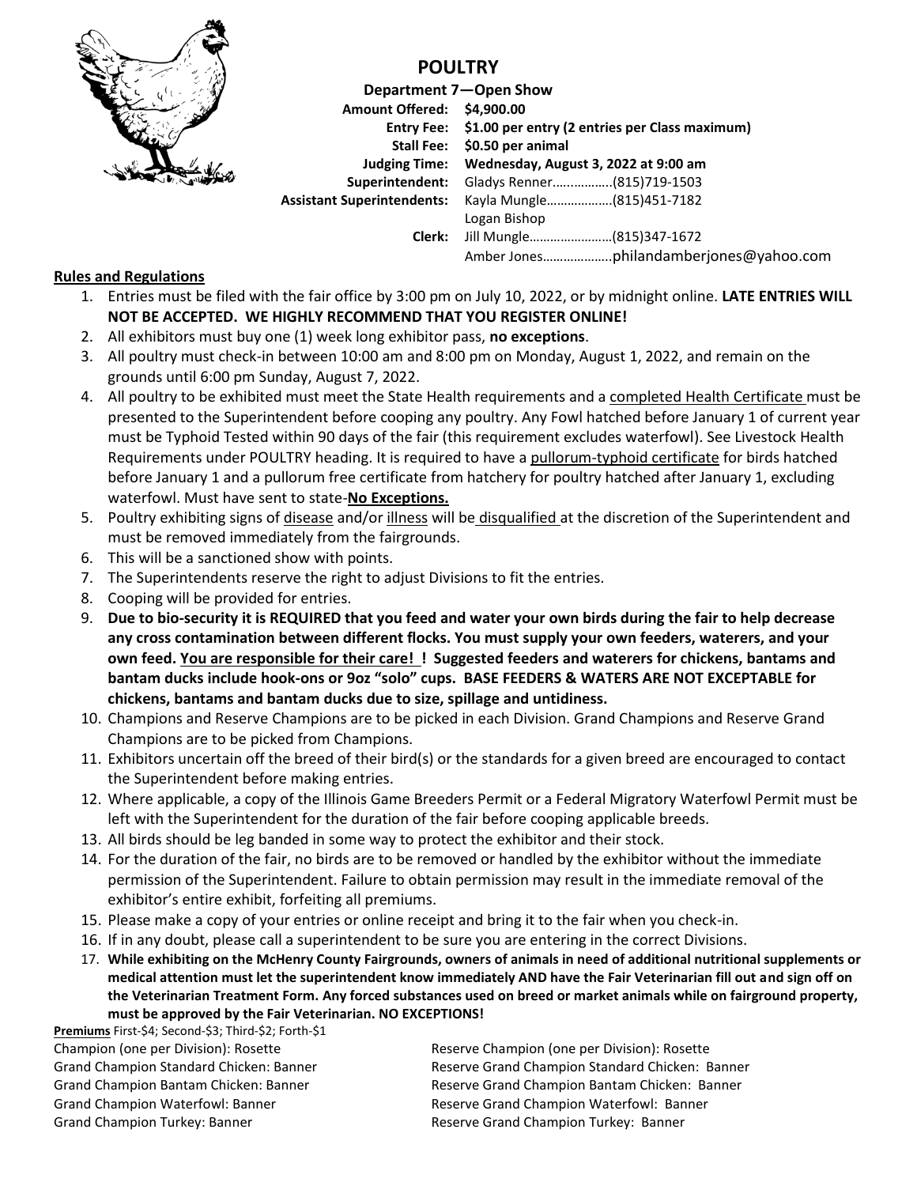# POULTRY

**Department 7—Open Show**

| | |
|---|---|
| **Amount Offered:** | **$4,900.00** |
| **Entry Fee:** | **$1.00 per entry (2 entries per Class maximum)** |
| **Stall Fee:** | **$0.50 per animal** |
| **Judging Time:** | **Wednesday, August 3, 2022 at 9:00 am** |
| **Superintendent:** | Gladys Renner……………..(815)719-1503 |
| **Assistant Superintendents:** | Kayla Mungle………………(815)451-7182 |
| | Logan Bishop |
| **Clerk:** | Jill Mungle……………………(815)347-1672 |
| | Amber Jones……………….philandamberjones@yahoo.com |

## Rules and Regulations

1. Entries must be filed with the fair office by 3:00 pm on July 10, 2022, or by midnight online. **LATE ENTRIES WILL NOT BE ACCEPTED. WE HIGHLY RECOMMEND THAT YOU REGISTER ONLINE!**
2. All exhibitors must buy one (1) week long exhibitor pass, **no exceptions**.
3. All poultry must check-in between 10:00 am and 8:00 pm on Monday, August 1, 2022, and remain on the grounds until 6:00 pm Sunday, August 7, 2022.
4. All poultry to be exhibited must meet the State Health requirements and a completed Health Certificate must be presented to the Superintendent before cooping any poultry. Any Fowl hatched before January 1 of current year must be Typhoid Tested within 90 days of the fair (this requirement excludes waterfowl). See Livestock Health Requirements under POULTRY heading. It is required to have a pullorum-typhoid certificate for birds hatched before January 1 and a pullorum free certificate from hatchery for poultry hatched after January 1, excluding waterfowl. Must have sent to state-**No Exceptions.**
5. Poultry exhibiting signs of disease and/or illness will be disqualified at the discretion of the Superintendent and must be removed immediately from the fairgrounds.
6. This will be a sanctioned show with points.
7. The Superintendents reserve the right to adjust Divisions to fit the entries.
8. Cooping will be provided for entries.
9. **Due to bio-security it is REQUIRED that you feed and water your own birds during the fair to help decrease any cross contamination between different flocks. You must supply your own feeders, waterers, and your own feed. You are responsible for their care! ! Suggested feeders and waterers for chickens, bantams and bantam ducks include hook-ons or 9oz "solo" cups. BASE FEEDERS & WATERS ARE NOT EXCEPTABLE for chickens, bantams and bantam ducks due to size, spillage and untidiness.**
10. Champions and Reserve Champions are to be picked in each Division. Grand Champions and Reserve Grand Champions are to be picked from Champions.
11. Exhibitors uncertain off the breed of their bird(s) or the standards for a given breed are encouraged to contact the Superintendent before making entries.
12. Where applicable, a copy of the Illinois Game Breeders Permit or a Federal Migratory Waterfowl Permit must be left with the Superintendent for the duration of the fair before cooping applicable breeds.
13. All birds should be leg banded in some way to protect the exhibitor and their stock.
14. For the duration of the fair, no birds are to be removed or handled by the exhibitor without the immediate permission of the Superintendent. Failure to obtain permission may result in the immediate removal of the exhibitor's entire exhibit, forfeiting all premiums.
15. Please make a copy of your entries or online receipt and bring it to the fair when you check-in.
16. If in any doubt, please call a superintendent to be sure you are entering in the correct Divisions.
17. **While exhibiting on the McHenry County Fairgrounds, owners of animals in need of additional nutritional supplements or medical attention must let the superintendent know immediately AND have the Fair Veterinarian fill out and sign off on the Veterinarian Treatment Form. Any forced substances used on breed or market animals while on fairground property, must be approved by the Fair Veterinarian. NO EXCEPTIONS!**

**Premiums** First-$4; Second-$3; Third-$2; Forth-$1

Champion (one per Division): Rosette

Reserve Champion (one per Division): Rosette

Grand Champion Standard Chicken: Banner

Reserve Grand Champion Standard Chicken: Banner

Grand Champion Bantam Chicken: Banner

Reserve Grand Champion Bantam Chicken: Banner

Grand Champion Waterfowl: Banner

Reserve Grand Champion Waterfowl: Banner

Grand Champion Turkey: Banner

Reserve Grand Champion Turkey: Banner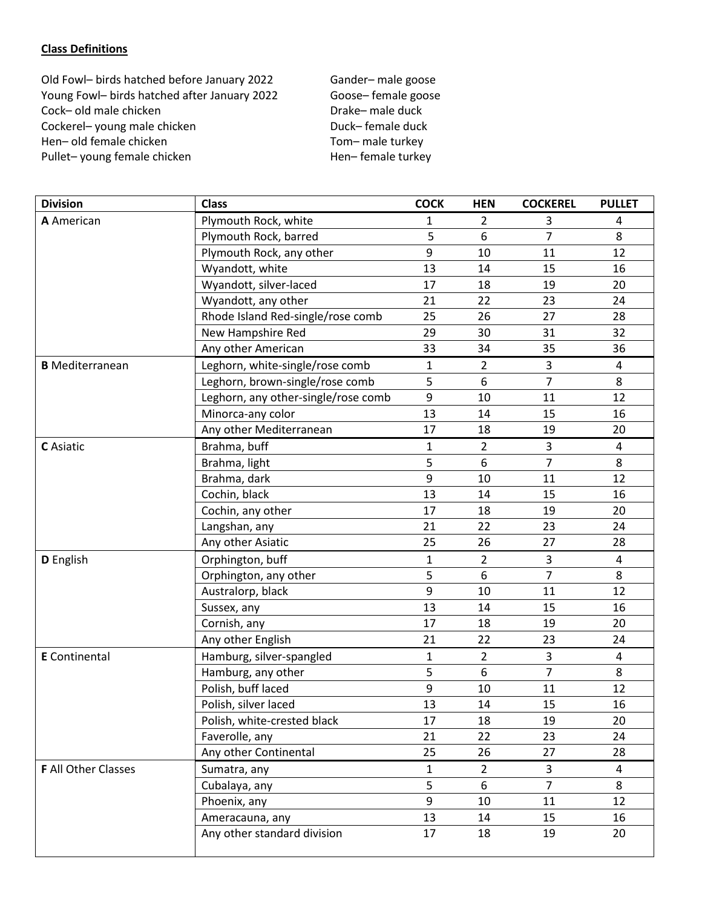**Class Definitions**

Old Fowl– birds hatched before January 2022
Young Fowl– birds hatched after January 2022
Cock– old male chicken
Cockerel– young male chicken
Hen– old female chicken
Pullet– young female chicken

Gander– male goose
Goose– female goose
Drake– male duck
Duck– female duck
Tom– male turkey
Hen– female turkey

| Division | Class | COCK | HEN | COCKEREL | PULLET |
|---|---|---|---|---|---|
| **A** American | Plymouth Rock, white | 1 | 2 | 3 | 4 |
| | Plymouth Rock, barred | 5 | 6 | 7 | 8 |
| | Plymouth Rock, any other | 9 | 10 | 11 | 12 |
| | Wyandott, white | 13 | 14 | 15 | 16 |
| | Wyandott, silver-laced | 17 | 18 | 19 | 20 |
| | Wyandott, any other | 21 | 22 | 23 | 24 |
| | Rhode Island Red-single/rose comb | 25 | 26 | 27 | 28 |
| | New Hampshire Red | 29 | 30 | 31 | 32 |
| | Any other American | 33 | 34 | 35 | 36 |
| **B** Mediterranean | Leghorn, white-single/rose comb | 1 | 2 | 3 | 4 |
| | Leghorn, brown-single/rose comb | 5 | 6 | 7 | 8 |
| | Leghorn, any other-single/rose comb | 9 | 10 | 11 | 12 |
| | Minorca-any color | 13 | 14 | 15 | 16 |
| | Any other Mediterranean | 17 | 18 | 19 | 20 |
| **C** Asiatic | Brahma, buff | 1 | 2 | 3 | 4 |
| | Brahma, light | 5 | 6 | 7 | 8 |
| | Brahma, dark | 9 | 10 | 11 | 12 |
| | Cochin, black | 13 | 14 | 15 | 16 |
| | Cochin, any other | 17 | 18 | 19 | 20 |
| | Langshan, any | 21 | 22 | 23 | 24 |
| | Any other Asiatic | 25 | 26 | 27 | 28 |
| **D** English | Orphington, buff | 1 | 2 | 3 | 4 |
| | Orphington, any other | 5 | 6 | 7 | 8 |
| | Australorp, black | 9 | 10 | 11 | 12 |
| | Sussex, any | 13 | 14 | 15 | 16 |
| | Cornish, any | 17 | 18 | 19 | 20 |
| | Any other English | 21 | 22 | 23 | 24 |
| **E** Continental | Hamburg, silver-spangled | 1 | 2 | 3 | 4 |
| | Hamburg, any other | 5 | 6 | 7 | 8 |
| | Polish, buff laced | 9 | 10 | 11 | 12 |
| | Polish, silver laced | 13 | 14 | 15 | 16 |
| | Polish, white-crested black | 17 | 18 | 19 | 20 |
| | Faverolle, any | 21 | 22 | 23 | 24 |
| | Any other Continental | 25 | 26 | 27 | 28 |
| **F** All Other Classes | Sumatra, any | 1 | 2 | 3 | 4 |
| | Cubalaya, any | 5 | 6 | 7 | 8 |
| | Phoenix, any | 9 | 10 | 11 | 12 |
| | Ameracauna, any | 13 | 14 | 15 | 16 |
| | Any other standard division | 17 | 18 | 19 | 20 |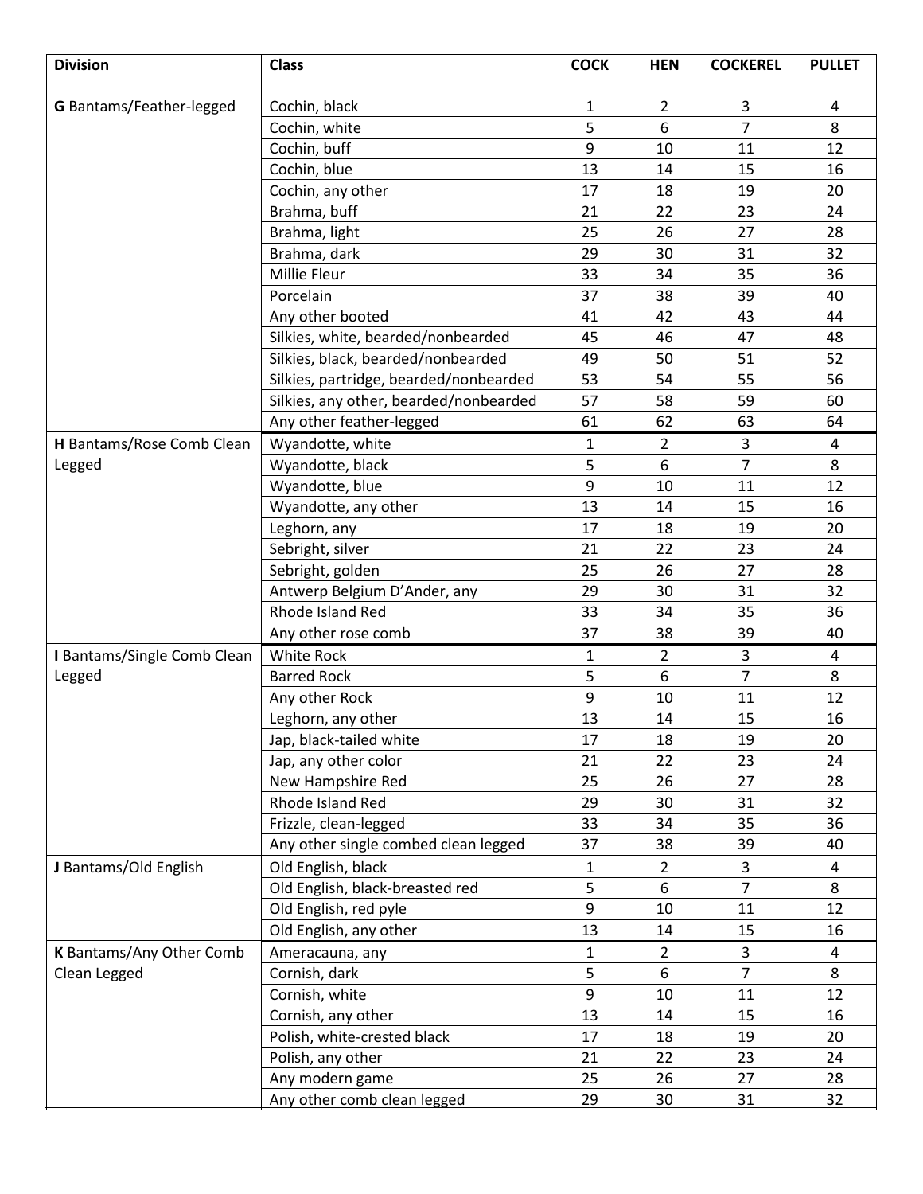| Division | Class | COCK | HEN | COCKEREL | PULLET |
|---|---|---|---|---|---|
| **G** Bantams/Feather-legged | Cochin, black | 1 | 2 | 3 | 4 |
| | Cochin, white | 5 | 6 | 7 | 8 |
| | Cochin, buff | 9 | 10 | 11 | 12 |
| | Cochin, blue | 13 | 14 | 15 | 16 |
| | Cochin, any other | 17 | 18 | 19 | 20 |
| | Brahma, buff | 21 | 22 | 23 | 24 |
| | Brahma, light | 25 | 26 | 27 | 28 |
| | Brahma, dark | 29 | 30 | 31 | 32 |
| | Millie Fleur | 33 | 34 | 35 | 36 |
| | Porcelain | 37 | 38 | 39 | 40 |
| | Any other booted | 41 | 42 | 43 | 44 |
| | Silkies, white, bearded/nonbearded | 45 | 46 | 47 | 48 |
| | Silkies, black, bearded/nonbearded | 49 | 50 | 51 | 52 |
| | Silkies, partridge, bearded/nonbearded | 53 | 54 | 55 | 56 |
| | Silkies, any other, bearded/nonbearded | 57 | 58 | 59 | 60 |
| | Any other feather-legged | 61 | 62 | 63 | 64 |
| **H** Bantams/Rose Comb Clean Legged | Wyandotte, white | 1 | 2 | 3 | 4 |
| | Wyandotte, black | 5 | 6 | 7 | 8 |
| | Wyandotte, blue | 9 | 10 | 11 | 12 |
| | Wyandotte, any other | 13 | 14 | 15 | 16 |
| | Leghorn, any | 17 | 18 | 19 | 20 |
| | Sebright, silver | 21 | 22 | 23 | 24 |
| | Sebright, golden | 25 | 26 | 27 | 28 |
| | Antwerp Belgium D'Ander, any | 29 | 30 | 31 | 32 |
| | Rhode Island Red | 33 | 34 | 35 | 36 |
| | Any other rose comb | 37 | 38 | 39 | 40 |
| **I** Bantams/Single Comb Clean Legged | White Rock | 1 | 2 | 3 | 4 |
| | Barred Rock | 5 | 6 | 7 | 8 |
| | Any other Rock | 9 | 10 | 11 | 12 |
| | Leghorn, any other | 13 | 14 | 15 | 16 |
| | Jap, black-tailed white | 17 | 18 | 19 | 20 |
| | Jap, any other color | 21 | 22 | 23 | 24 |
| | New Hampshire Red | 25 | 26 | 27 | 28 |
| | Rhode Island Red | 29 | 30 | 31 | 32 |
| | Frizzle, clean-legged | 33 | 34 | 35 | 36 |
| | Any other single combed clean legged | 37 | 38 | 39 | 40 |
| **J** Bantams/Old English | Old English, black | 1 | 2 | 3 | 4 |
| | Old English, black-breasted red | 5 | 6 | 7 | 8 |
| | Old English, red pyle | 9 | 10 | 11 | 12 |
| | Old English, any other | 13 | 14 | 15 | 16 |
| **K** Bantams/Any Other Comb Clean Legged | Ameracauna, any | 1 | 2 | 3 | 4 |
| | Cornish, dark | 5 | 6 | 7 | 8 |
| | Cornish, white | 9 | 10 | 11 | 12 |
| | Cornish, any other | 13 | 14 | 15 | 16 |
| | Polish, white-crested black | 17 | 18 | 19 | 20 |
| | Polish, any other | 21 | 22 | 23 | 24 |
| | Any modern game | 25 | 26 | 27 | 28 |
| | Any other comb clean legged | 29 | 30 | 31 | 32 |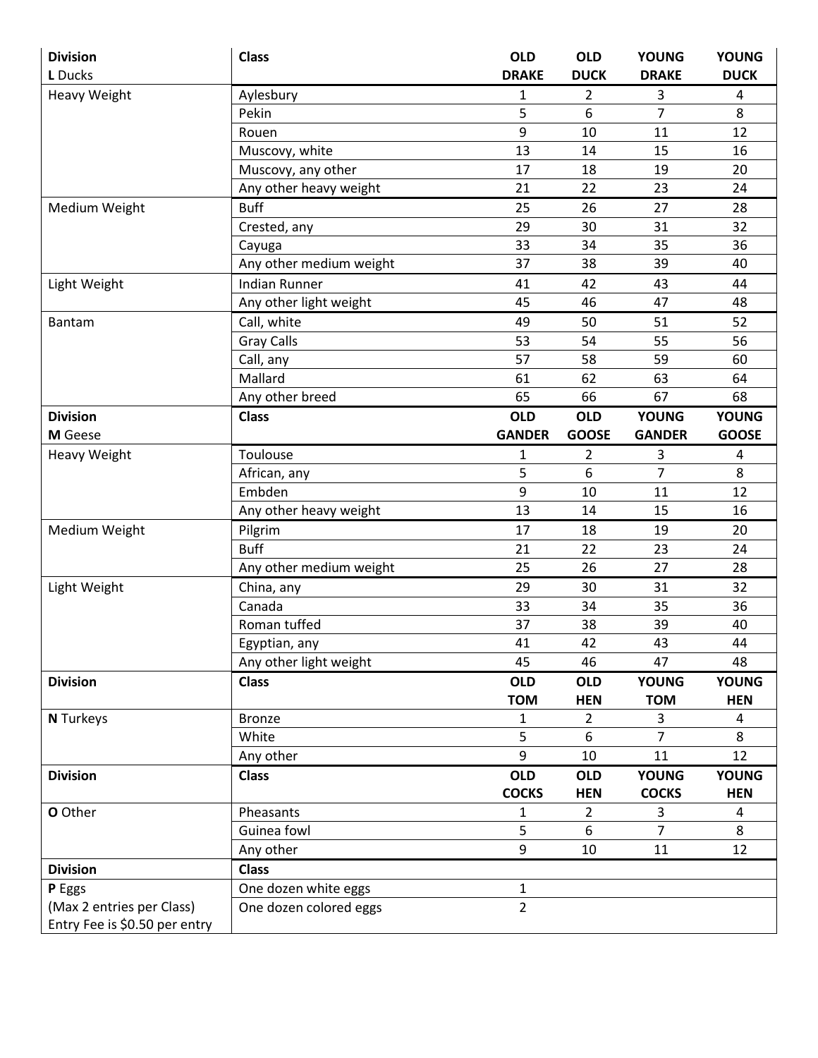| Division<br>L Ducks | Class | OLD DRAKE | OLD DUCK | YOUNG DRAKE | YOUNG DUCK |
|---|---|---|---|---|---|
| Heavy Weight | Aylesbury | 1 | 2 | 3 | 4 |
| | Pekin | 5 | 6 | 7 | 8 |
| | Rouen | 9 | 10 | 11 | 12 |
| | Muscovy, white | 13 | 14 | 15 | 16 |
| | Muscovy, any other | 17 | 18 | 19 | 20 |
| | Any other heavy weight | 21 | 22 | 23 | 24 |
| Medium Weight | Buff | 25 | 26 | 27 | 28 |
| | Crested, any | 29 | 30 | 31 | 32 |
| | Cayuga | 33 | 34 | 35 | 36 |
| | Any other medium weight | 37 | 38 | 39 | 40 |
| Light Weight | Indian Runner | 41 | 42 | 43 | 44 |
| | Any other light weight | 45 | 46 | 47 | 48 |
| Bantam | Call, white | 49 | 50 | 51 | 52 |
| | Gray Calls | 53 | 54 | 55 | 56 |
| | Call, any | 57 | 58 | 59 | 60 |
| | Mallard | 61 | 62 | 63 | 64 |
| | Any other breed | 65 | 66 | 67 | 68 |
| **Division**<br>**M** Geese | **Class** | **OLD GANDER** | **OLD GOOSE** | **YOUNG GANDER** | **YOUNG GOOSE** |
| Heavy Weight | Toulouse | 1 | 2 | 3 | 4 |
| | African, any | 5 | 6 | 7 | 8 |
| | Embden | 9 | 10 | 11 | 12 |
| | Any other heavy weight | 13 | 14 | 15 | 16 |
| Medium Weight | Pilgrim | 17 | 18 | 19 | 20 |
| | Buff | 21 | 22 | 23 | 24 |
| | Any other medium weight | 25 | 26 | 27 | 28 |
| Light Weight | China, any | 29 | 30 | 31 | 32 |
| | Canada | 33 | 34 | 35 | 36 |
| | Roman tuffed | 37 | 38 | 39 | 40 |
| | Egyptian, any | 41 | 42 | 43 | 44 |
| | Any other light weight | 45 | 46 | 47 | 48 |
| **Division** | **Class** | **OLD TOM** | **OLD HEN** | **YOUNG TOM** | **YOUNG HEN** |
| **N** Turkeys | Bronze | 1 | 2 | 3 | 4 |
| | White | 5 | 6 | 7 | 8 |
| | Any other | 9 | 10 | 11 | 12 |
| **Division** | **Class** | **OLD COCKS** | **OLD HEN** | **YOUNG COCKS** | **YOUNG HEN** |
| **O** Other | Pheasants | 1 | 2 | 3 | 4 |
| | Guinea fowl | 5 | 6 | 7 | 8 |
| | Any other | 9 | 10 | 11 | 12 |
| **Division** | **Class** | | | | |
| **P** Eggs<br>(Max 2 entries per Class)<br>Entry Fee is $0.50 per entry | One dozen white eggs | 1 | | | |
| | One dozen colored eggs | 2 | | | |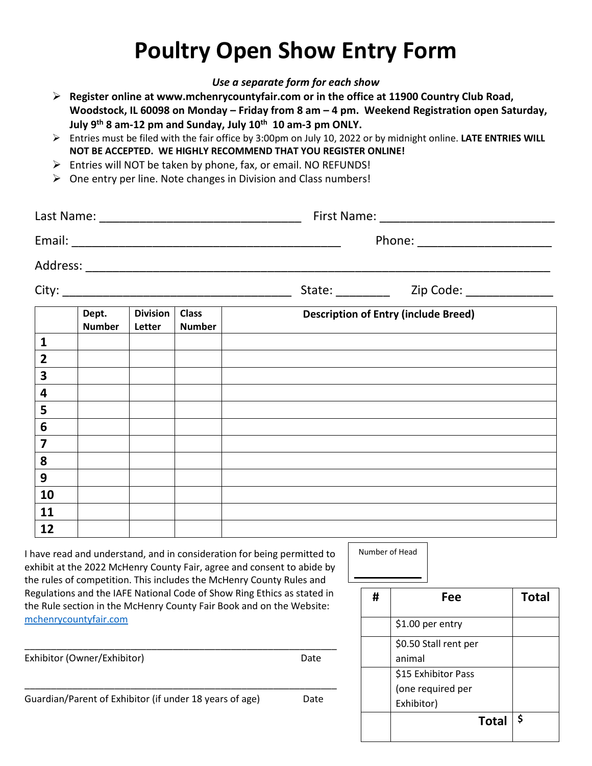# Poultry Open Show Entry Form

*Use a separate form for each show*

- **Register online at www.mchenrycountyfair.com or in the office at 11900 Country Club Road, Woodstock, IL 60098 on Monday – Friday from 8 am – 4 pm. Weekend Registration open Saturday, July 9th 8 am-12 pm and Sunday, July 10th 10 am-3 pm ONLY.**
- Entries must be filed with the fair office by 3:00pm on July 10, 2022 or by midnight online. **LATE ENTRIES WILL NOT BE ACCEPTED. WE HIGHLY RECOMMEND THAT YOU REGISTER ONLINE!**
- Entries will NOT be taken by phone, fax, or email. NO REFUNDS!
- One entry per line. Note changes in Division and Class numbers!

Last Name: ______________________________ First Name: __________________________

Email: ________________________________________ Phone: ____________________

Address: ______________________________________________________________________

City: __________________________________ State: ________ Zip Code: _____________

| | Dept. Number | Division Letter | Class Number | Description of Entry (include Breed) |
|---|---|---|---|---|
| 1 | | | | |
| 2 | | | | |
| 3 | | | | |
| 4 | | | | |
| 5 | | | | |
| 6 | | | | |
| 7 | | | | |
| 8 | | | | |
| 9 | | | | |
| 10 | | | | |
| 11 | | | | |
| 12 | | | | |

I have read and understand, and in consideration for being permitted to exhibit at the 2022 McHenry County Fair, agree and consent to abide by the rules of competition. This includes the McHenry County Rules and Regulations and the IAFE National Code of Show Ring Ethics as stated in the Rule section in the McHenry County Fair Book and on the Website: mchenrycountyfair.com

_______________________________________________________

Exhibitor (Owner/Exhibitor) Date

_______________________________________________________

Guardian/Parent of Exhibitor (if under 18 years of age) Date

Number of Head ____________

| # | Fee | Total |
|---|---|---|
| | $1.00 per entry | |
| | $0.50 Stall rent per animal | |
| | $15 Exhibitor Pass (one required per Exhibitor) | |
| | **Total** | $ |